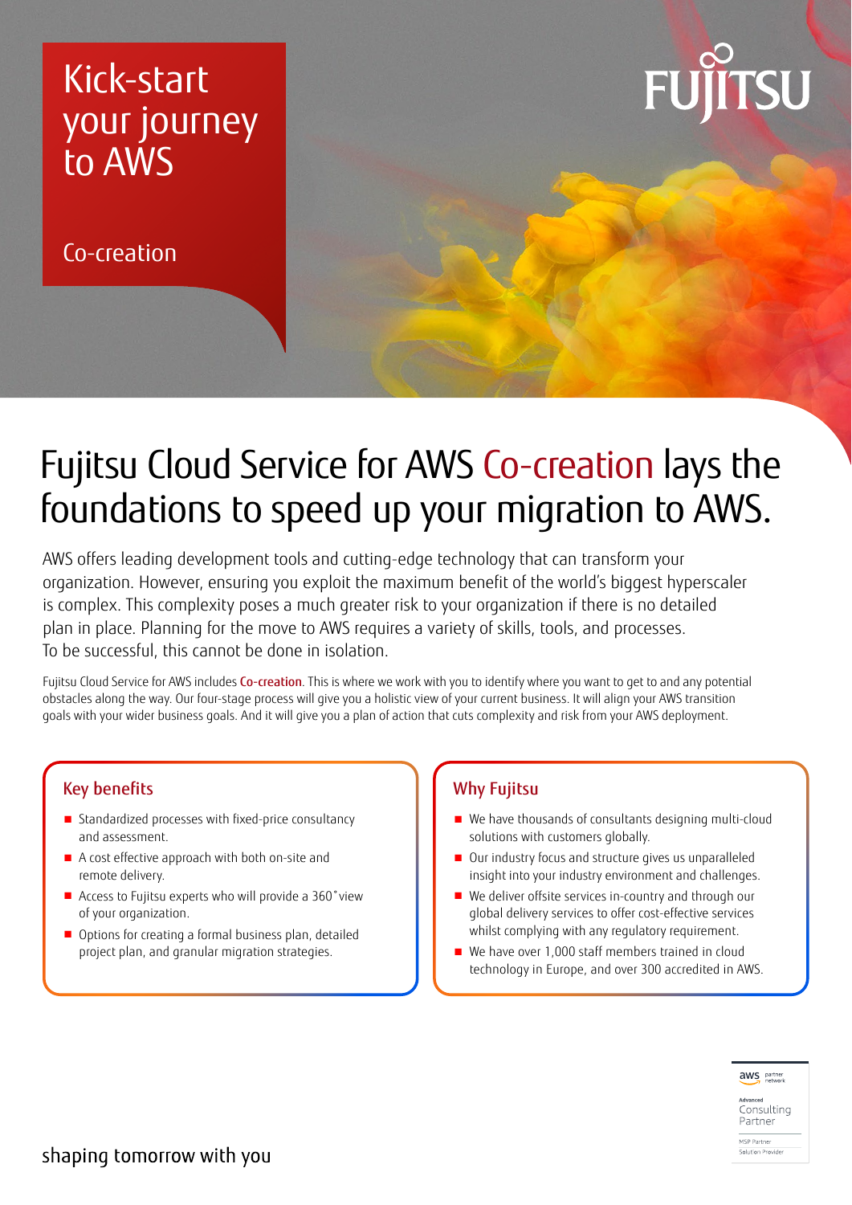# Kick-start your journey to AWS

Co-creation

FUJITSU

## Fujitsu Cloud Service for AWS Co-creation lays the foundations to speed up your migration to AWS.

AWS offers leading development tools and cutting-edge technology that can transform your organization. However, ensuring you exploit the maximum benefit of the world's biggest hyperscaler is complex. This complexity poses a much greater risk to your organization if there is no detailed plan in place. Planning for the move to AWS requires a variety of skills, tools, and processes. To be successful, this cannot be done in isolation.

Fujitsu Cloud Service for AWS includes **Co-creation**. This is where we work with you to identify where you want to get to and any potential obstacles along the way. Our four-stage process will give you a holistic view of your current business. It will align your AWS transition goals with your wider business goals. And it will give you a plan of action that cuts complexity and risk from your AWS deployment.

### Key benefits

- Standardized processes with fixed-price consultancy and assessment.
- A cost effective approach with both on-site and remote delivery.
- Access to Fujitsu experts who will provide a 360˚view of your organization.
- Options for creating a formal business plan, detailed project plan, and granular migration strategies.

### Why Fujitsu

- We have thousands of consultants designing multi-cloud solutions with customers globally.
- Our industry focus and structure gives us unparalleled insight into your industry environment and challenges.
- We deliver offsite services in-country and through our global delivery services to offer cost-effective services whilst complying with any regulatory requirement.
- We have over 1,000 staff members trained in cloud technology in Europe, and over 300 accredited in AWS.

aws partner network
Advanced Consulting Partner
MSP Partner
Solution Provider

shaping tomorrow with you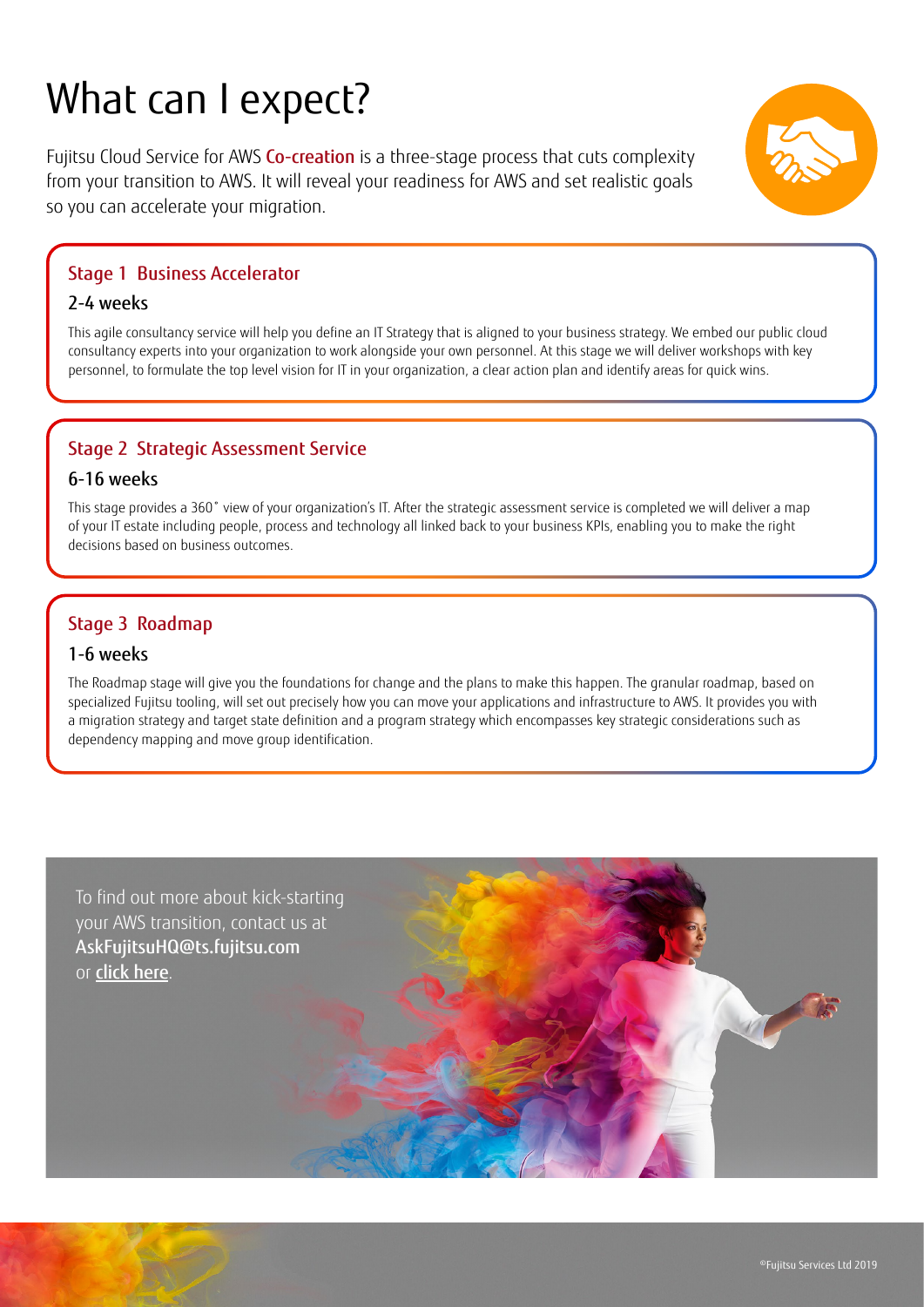# What can I expect?

Fujitsu Cloud Service for AWS **Co-creation** is a three-stage process that cuts complexity from your transition to AWS. It will reveal your readiness for AWS and set realistic goals so you can accelerate your migration.

## Stage 1 Business Accelerator

### 2-4 weeks

This agile consultancy service will help you define an IT Strategy that is aligned to your business strategy. We embed our public cloud consultancy experts into your organization to work alongside your own personnel. At this stage we will deliver workshops with key personnel, to formulate the top level vision for IT in your organization, a clear action plan and identify areas for quick wins.

## Stage 2 Strategic Assessment Service

### 6-16 weeks

This stage provides a 360˚ view of your organization's IT. After the strategic assessment service is completed we will deliver a map of your IT estate including people, process and technology all linked back to your business KPIs, enabling you to make the right decisions based on business outcomes.

## Stage 3 Roadmap

### 1-6 weeks

The Roadmap stage will give you the foundations for change and the plans to make this happen. The granular roadmap, based on specialized Fujitsu tooling, will set out precisely how you can move your applications and infrastructure to AWS. It provides you with a migration strategy and target state definition and a program strategy which encompasses key strategic considerations such as dependency mapping and move group identification.

To find out more about kick-starting your AWS transition, contact us at **AskFujitsuHQ@ts.fujitsu.com** or click here.

©Fujitsu Services Ltd 2019